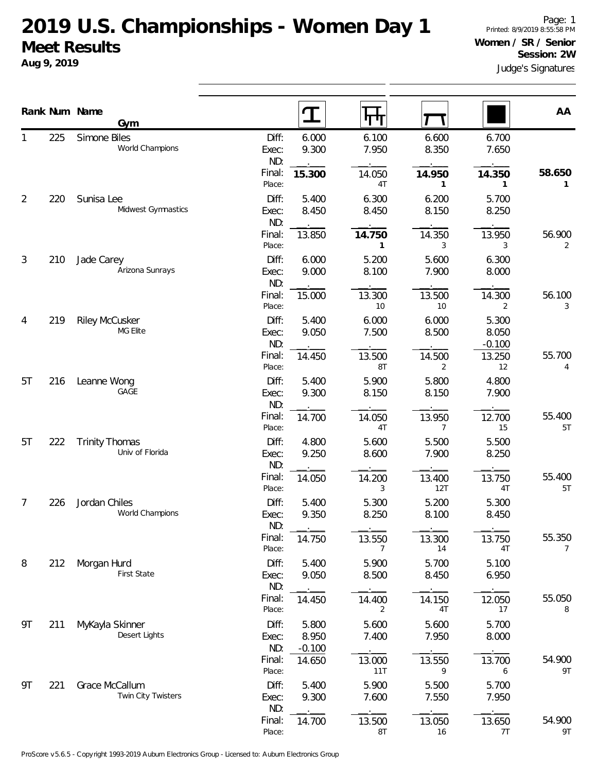# 2019 U.S. Championships - Women Day 1

## Meet Results

**Aug 9, 2019**

Page: 1
Printed: 8/9/2019 8:55:58 PM
**Women / SR / Senior**
**Session: 2W**
Judge's Signatures

| Rank | Num | Name / Gym | | Vault | Uneven Bars | Balance Beam | Floor | AA |
|---|---|---|---|---|---|---|---|---|
| 1 | 225 | Simone Biles<br>World Champions | Diff: | 6.000 | 6.100 | 6.600 | 6.700 | |
| | | | Exec: | 9.300 | 7.950 | 8.350 | 7.650 | |
| | | | ND: | | | | | |
| | | | Final: | **15.300** | 14.050 | **14.950** | **14.350** | **58.650** |
| | | | Place: | | 4T | **1** | **1** | **1** |
| 2 | 220 | Sunisa Lee<br>Midwest Gymnastics | Diff: | 5.400 | 6.300 | 6.200 | 5.700 | |
| | | | Exec: | 8.450 | 8.450 | 8.150 | 8.250 | |
| | | | ND: | | | | | |
| | | | Final: | 13.850 | **14.750** | 14.350 | 13.950 | 56.900 |
| | | | Place: | | **1** | 3 | 3 | 2 |
| 3 | 210 | Jade Carey<br>Arizona Sunrays | Diff: | 6.000 | 5.200 | 5.600 | 6.300 | |
| | | | Exec: | 9.000 | 8.100 | 7.900 | 8.000 | |
| | | | ND: | | | | | |
| | | | Final: | 15.000 | 13.300 | 13.500 | 14.300 | 56.100 |
| | | | Place: | | 10 | 10 | 2 | 3 |
| 4 | 219 | Riley McCusker<br>MG Elite | Diff: | 5.400 | 6.000 | 6.000 | 5.300 | |
| | | | Exec: | 9.050 | 7.500 | 8.500 | 8.050 | |
| | | | ND: | | | | -0.100 | |
| | | | Final: | 14.450 | 13.500 | 14.500 | 13.250 | 55.700 |
| | | | Place: | | 8T | 2 | 12 | 4 |
| 5T | 216 | Leanne Wong<br>GAGE | Diff: | 5.400 | 5.900 | 5.800 | 4.800 | |
| | | | Exec: | 9.300 | 8.150 | 8.150 | 7.900 | |
| | | | ND: | | | | | |
| | | | Final: | 14.700 | 14.050 | 13.950 | 12.700 | 55.400 |
| | | | Place: | | 4T | 7 | 15 | 5T |
| 5T | 222 | Trinity Thomas<br>Univ of Florida | Diff: | 4.800 | 5.600 | 5.500 | 5.500 | |
| | | | Exec: | 9.250 | 8.600 | 7.900 | 8.250 | |
| | | | ND: | | | | | |
| | | | Final: | 14.050 | 14.200 | 13.400 | 13.750 | 55.400 |
| | | | Place: | | 3 | 12T | 4T | 5T |
| 7 | 226 | Jordan Chiles<br>World Champions | Diff: | 5.400 | 5.300 | 5.200 | 5.300 | |
| | | | Exec: | 9.350 | 8.250 | 8.100 | 8.450 | |
| | | | ND: | | | | | |
| | | | Final: | 14.750 | 13.550 | 13.300 | 13.750 | 55.350 |
| | | | Place: | | 7 | 14 | 4T | 7 |
| 8 | 212 | Morgan Hurd<br>First State | Diff: | 5.400 | 5.900 | 5.700 | 5.100 | |
| | | | Exec: | 9.050 | 8.500 | 8.450 | 6.950 | |
| | | | ND: | | | | | |
| | | | Final: | 14.450 | 14.400 | 14.150 | 12.050 | 55.050 |
| | | | Place: | | 2 | 4T | 17 | 8 |
| 9T | 211 | MyKayla Skinner<br>Desert Lights | Diff: | 5.800 | 5.600 | 5.600 | 5.700 | |
| | | | Exec: | 8.950 | 7.400 | 7.950 | 8.000 | |
| | | | ND: | -0.100 | | | | |
| | | | Final: | 14.650 | 13.000 | 13.550 | 13.700 | 54.900 |
| | | | Place: | | 11T | 9 | 6 | 9T |
| 9T | 221 | Grace McCallum<br>Twin City Twisters | Diff: | 5.400 | 5.900 | 5.500 | 5.700 | |
| | | | Exec: | 9.300 | 7.600 | 7.550 | 7.950 | |
| | | | ND: | | | | | |
| | | | Final: | 14.700 | 13.500 | 13.050 | 13.650 | 54.900 |
| | | | Place: | | 8T | 16 | 7T | 9T |

ProScore v5.6.5 - Copyright 1993-2019 Auburn Electronics Group - Licensed to: Auburn Electronics Group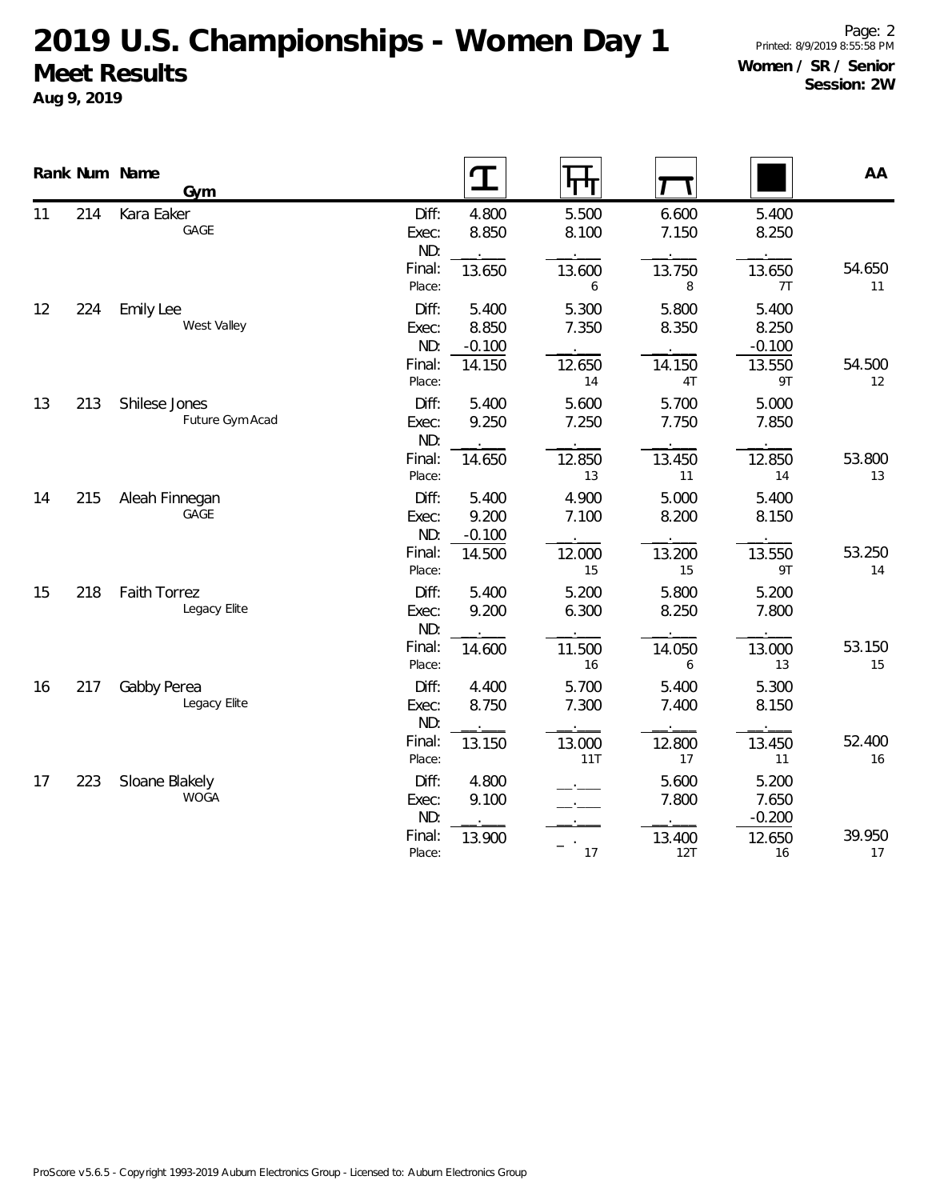# 2019 U.S. Championships - Women Day 1

## Meet Results

**Aug 9, 2019**

**Women / SR / Senior**
**Session: 2W**

| Rank | Num | Name / Gym | | Vault | Bars | Beam | Floor | AA |
|---|---|---|---|---|---|---|---|---|
| 11 | 214 | Kara Eaker | Diff: | 4.800 | 5.500 | 6.600 | 5.400 | |
| | | GAGE | Exec: | 8.850 | 8.100 | 7.150 | 8.250 | |
| | | | ND: | . | . | . | . | |
| | | | Final: | 13.650 | 13.600 | 13.750 | 13.650 | 54.650 |
| | | | Place: | | 6 | 8 | 7T | 11 |
| 12 | 224 | Emily Lee | Diff: | 5.400 | 5.300 | 5.800 | 5.400 | |
| | | West Valley | Exec: | 8.850 | 7.350 | 8.350 | 8.250 | |
| | | | ND: | -0.100 | . | . | -0.100 | |
| | | | Final: | 14.150 | 12.650 | 14.150 | 13.550 | 54.500 |
| | | | Place: | | 14 | 4T | 9T | 12 |
| 13 | 213 | Shilese Jones | Diff: | 5.400 | 5.600 | 5.700 | 5.000 | |
| | | Future Gym Acad | Exec: | 9.250 | 7.250 | 7.750 | 7.850 | |
| | | | ND: | . | . | . | . | |
| | | | Final: | 14.650 | 12.850 | 13.450 | 12.850 | 53.800 |
| | | | Place: | | 13 | 11 | 14 | 13 |
| 14 | 215 | Aleah Finnegan | Diff: | 5.400 | 4.900 | 5.000 | 5.400 | |
| | | GAGE | Exec: | 9.200 | 7.100 | 8.200 | 8.150 | |
| | | | ND: | -0.100 | . | . | . | |
| | | | Final: | 14.500 | 12.000 | 13.200 | 13.550 | 53.250 |
| | | | Place: | | 15 | 15 | 9T | 14 |
| 15 | 218 | Faith Torrez | Diff: | 5.400 | 5.200 | 5.800 | 5.200 | |
| | | Legacy Elite | Exec: | 9.200 | 6.300 | 8.250 | 7.800 | |
| | | | ND: | . | . | . | . | |
| | | | Final: | 14.600 | 11.500 | 14.050 | 13.000 | 53.150 |
| | | | Place: | | 16 | 6 | 13 | 15 |
| 16 | 217 | Gabby Perea | Diff: | 4.400 | 5.700 | 5.400 | 5.300 | |
| | | Legacy Elite | Exec: | 8.750 | 7.300 | 7.400 | 8.150 | |
| | | | ND: | . | . | . | . | |
| | | | Final: | 13.150 | 13.000 | 12.800 | 13.450 | 52.400 |
| | | | Place: | | 11T | 17 | 11 | 16 |
| 17 | 223 | Sloane Blakely | Diff: | 4.800 | . | 5.600 | 5.200 | |
| | | WOGA | Exec: | 9.100 | . | 7.800 | 7.650 | |
| | | | ND: | . | . | . | -0.200 | |
| | | | Final: | 13.900 | _ . | 13.400 | 12.650 | 39.950 |
| | | | Place: | | 17 | 12T | 16 | 17 |

ProScore v5.6.5 - Copyright 1993-2019 Auburn Electronics Group - Licensed to: Auburn Electronics Group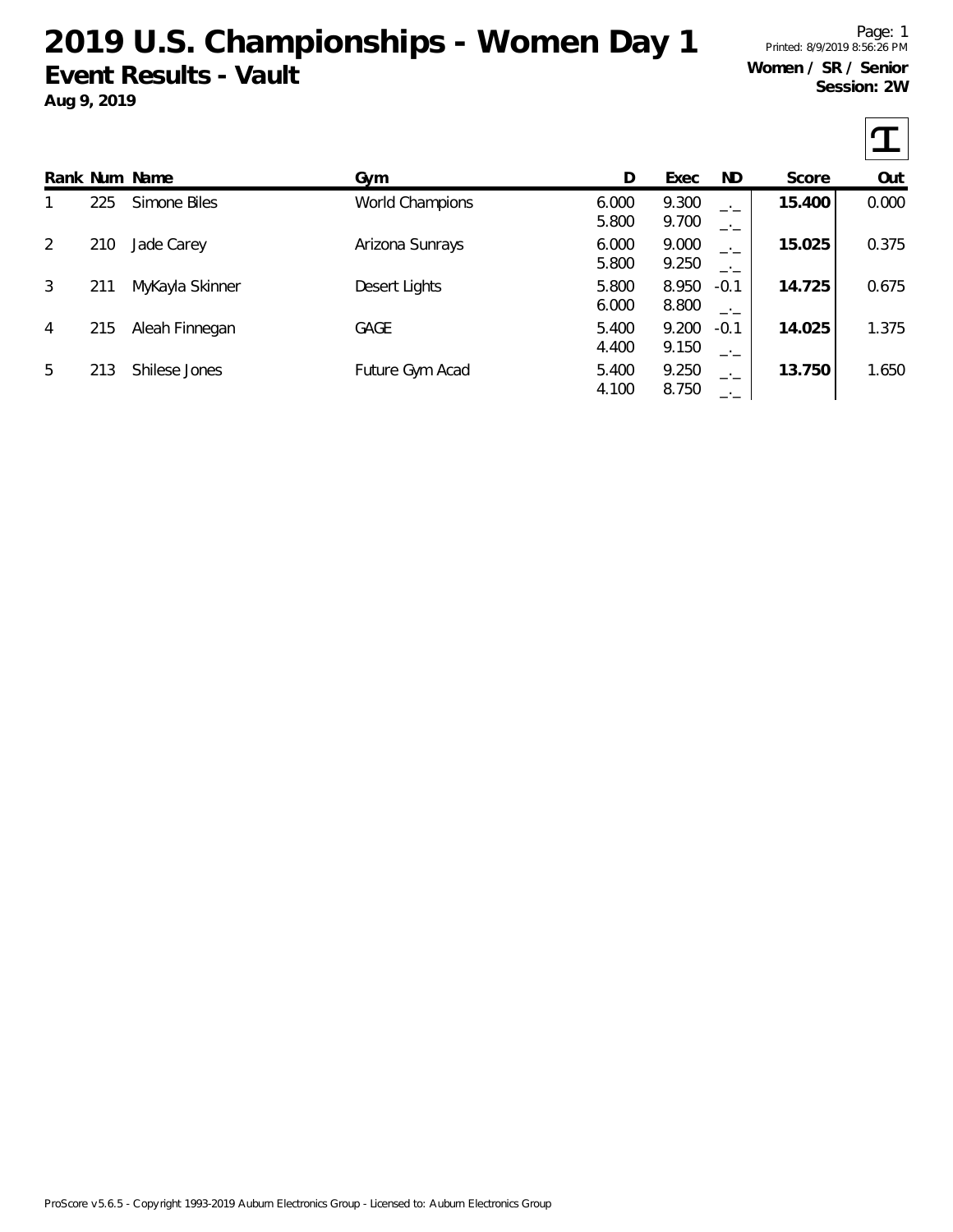# 2019 U.S. Championships - Women Day 1

## Event Results - Vault

**Aug 9, 2019**

Page: 1
Printed: 8/9/2019 8:56:26 PM
**Women / SR / Senior**
**Session: 2W**

| Rank | Num | Name | Gym | D | Exec | ND | Score | Out |
|---|---|---|---|---|---|---|---|---|
| 1 | 225 | Simone Biles | World Champions | 6.000 | 9.300 | _._ | **15.400** | 0.000 |
| | | | | 5.800 | 9.700 | _._ | | |
| 2 | 210 | Jade Carey | Arizona Sunrays | 6.000 | 9.000 | _._ | **15.025** | 0.375 |
| | | | | 5.800 | 9.250 | _._ | | |
| 3 | 211 | MyKayla Skinner | Desert Lights | 5.800 | 8.950 | -0.1 | **14.725** | 0.675 |
| | | | | 6.000 | 8.800 | _._ | | |
| 4 | 215 | Aleah Finnegan | GAGE | 5.400 | 9.200 | -0.1 | **14.025** | 1.375 |
| | | | | 4.400 | 9.150 | _._ | | |
| 5 | 213 | Shilese Jones | Future Gym Acad | 5.400 | 9.250 | _._ | **13.750** | 1.650 |
| | | | | 4.100 | 8.750 | _._ | | |

ProScore v5.6.5 - Copyright 1993-2019 Auburn Electronics Group - Licensed to: Auburn Electronics Group